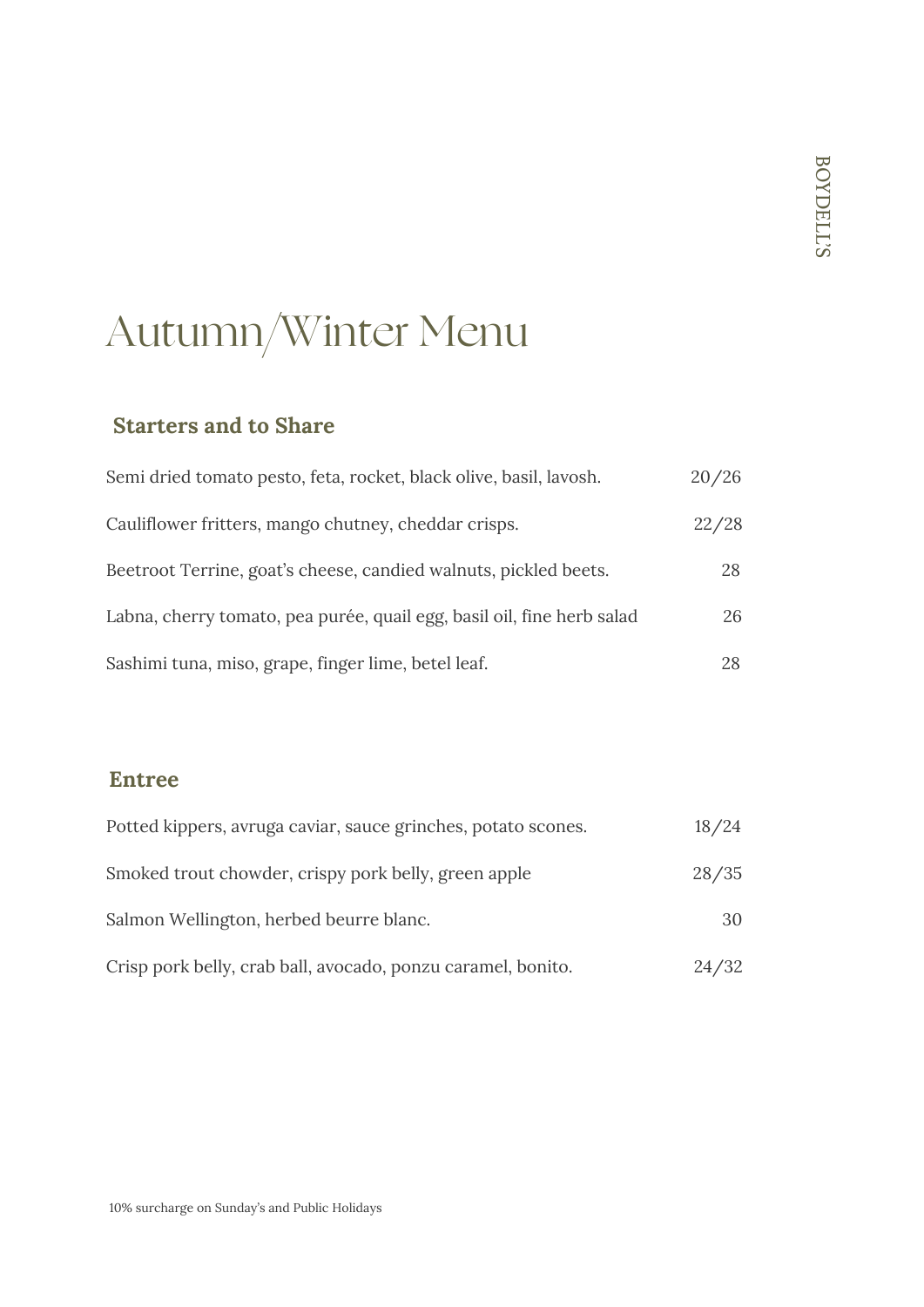BOYDELL'S

# Autumn/Winter Menu

## Starters and to Share

| | |
|---|---|
| Semi dried tomato pesto, feta, rocket, black olive, basil, lavosh. | 20/26 |
| Cauliflower fritters, mango chutney, cheddar crisps. | 22/28 |
| Beetroot Terrine, goat's cheese, candied walnuts, pickled beets. | 28 |
| Labna, cherry tomato, pea purée, quail egg, basil oil, fine herb salad | 26 |
| Sashimi tuna, miso, grape, finger lime, betel leaf. | 28 |

## Entree

| | |
|---|---|
| Potted kippers, avruga caviar, sauce grinches, potato scones. | 18/24 |
| Smoked trout chowder, crispy pork belly, green apple | 28/35 |
| Salmon Wellington, herbed beurre blanc. | 30 |
| Crisp pork belly, crab ball, avocado, ponzu caramel, bonito. | 24/32 |

10% surcharge on Sunday's and Public Holidays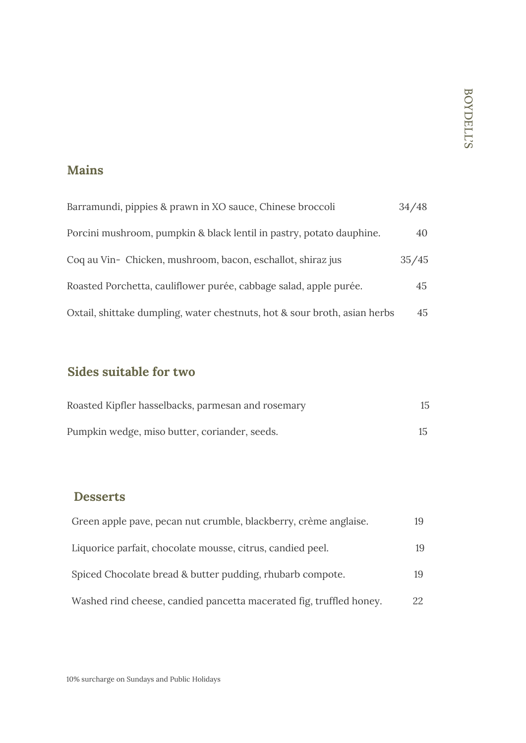## Mains

| | |
|---|---|
| Barramundi, pippies & prawn in XO sauce, Chinese broccoli | 34/48 |
| Porcini mushroom, pumpkin & black lentil in pastry, potato dauphine. | 40 |
| Coq au Vin- Chicken, mushroom, bacon, eschallot, shiraz jus | 35/45 |
| Roasted Porchetta, cauliflower purée, cabbage salad, apple purée. | 45 |
| Oxtail, shittake dumpling, water chestnuts, hot & sour broth, asian herbs | 45 |

## Sides suitable for two

| | |
|---|---|
| Roasted Kipfler hasselbacks, parmesan and rosemary | 15 |
| Pumpkin wedge, miso butter, coriander, seeds. | 15 |

## Desserts

| | |
|---|---|
| Green apple pave, pecan nut crumble, blackberry, crème anglaise. | 19 |
| Liquorice parfait, chocolate mousse, citrus, candied peel. | 19 |
| Spiced Chocolate bread & butter pudding, rhubarb compote. | 19 |
| Washed rind cheese, candied pancetta macerated fig, truffled honey. | 22 |

10% surcharge on Sundays and Public Holidays